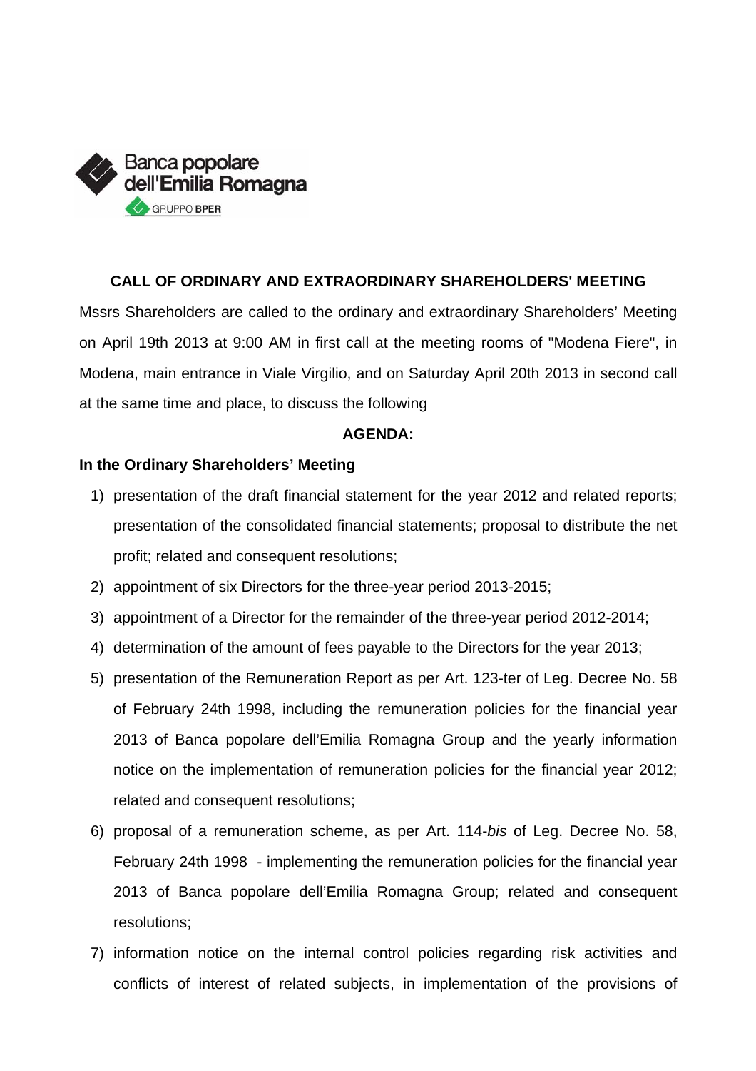Banca popolare dell'Emilia Romagna
GRUPPO BPER

## CALL OF ORDINARY AND EXTRAORDINARY SHAREHOLDERS' MEETING

Mssrs Shareholders are called to the ordinary and extraordinary Shareholders' Meeting on April 19th 2013 at 9:00 AM in first call at the meeting rooms of "Modena Fiere", in Modena, main entrance in Viale Virgilio, and on Saturday April 20th 2013 in second call at the same time and place, to discuss the following

**AGENDA:**

**In the Ordinary Shareholders' Meeting**

1) presentation of the draft financial statement for the year 2012 and related reports; presentation of the consolidated financial statements; proposal to distribute the net profit; related and consequent resolutions;
2) appointment of six Directors for the three-year period 2013-2015;
3) appointment of a Director for the remainder of the three-year period 2012-2014;
4) determination of the amount of fees payable to the Directors for the year 2013;
5) presentation of the Remuneration Report as per Art. 123-ter of Leg. Decree No. 58 of February 24th 1998, including the remuneration policies for the financial year 2013 of Banca popolare dell'Emilia Romagna Group and the yearly information notice on the implementation of remuneration policies for the financial year 2012; related and consequent resolutions;
6) proposal of a remuneration scheme, as per Art. 114-*bis* of Leg. Decree No. 58, February 24th 1998 - implementing the remuneration policies for the financial year 2013 of Banca popolare dell'Emilia Romagna Group; related and consequent resolutions;
7) information notice on the internal control policies regarding risk activities and conflicts of interest of related subjects, in implementation of the provisions of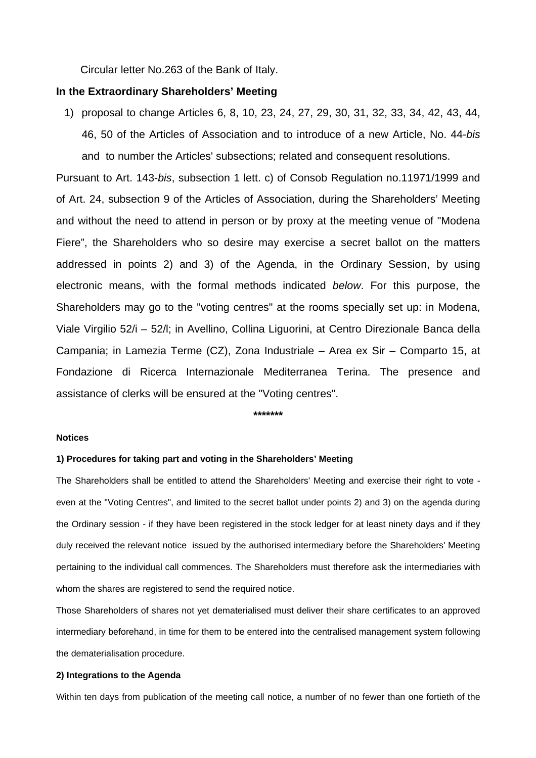Circular letter No.263 of the Bank of Italy.

**In the Extraordinary Shareholders' Meeting**

1) proposal to change Articles 6, 8, 10, 23, 24, 27, 29, 30, 31, 32, 33, 34, 42, 43, 44, 46, 50 of the Articles of Association and to introduce of a new Article, No. 44-*bis* and to number the Articles' subsections; related and consequent resolutions.

Pursuant to Art. 143-*bis*, subsection 1 lett. c) of Consob Regulation no.11971/1999 and of Art. 24, subsection 9 of the Articles of Association, during the Shareholders' Meeting and without the need to attend in person or by proxy at the meeting venue of "Modena Fiere", the Shareholders who so desire may exercise a secret ballot on the matters addressed in points 2) and 3) of the Agenda, in the Ordinary Session, by using electronic means, with the formal methods indicated *below*. For this purpose, the Shareholders may go to the "voting centres" at the rooms specially set up: in Modena, Viale Virgilio 52/i – 52/l; in Avellino, Collina Liguorini, at Centro Direzionale Banca della Campania; in Lamezia Terme (CZ), Zona Industriale – Area ex Sir – Comparto 15, at Fondazione di Ricerca Internazionale Mediterranea Terina. The presence and assistance of clerks will be ensured at the "Voting centres".

*******

**Notices**

**1) Procedures for taking part and voting in the Shareholders' Meeting**

The Shareholders shall be entitled to attend the Shareholders' Meeting and exercise their right to vote - even at the "Voting Centres", and limited to the secret ballot under points 2) and 3) on the agenda during the Ordinary session - if they have been registered in the stock ledger for at least ninety days and if they duly received the relevant notice issued by the authorised intermediary before the Shareholders' Meeting pertaining to the individual call commences. The Shareholders must therefore ask the intermediaries with whom the shares are registered to send the required notice.

Those Shareholders of shares not yet dematerialised must deliver their share certificates to an approved intermediary beforehand, in time for them to be entered into the centralised management system following the dematerialisation procedure.

**2) Integrations to the Agenda**

Within ten days from publication of the meeting call notice, a number of no fewer than one fortieth of the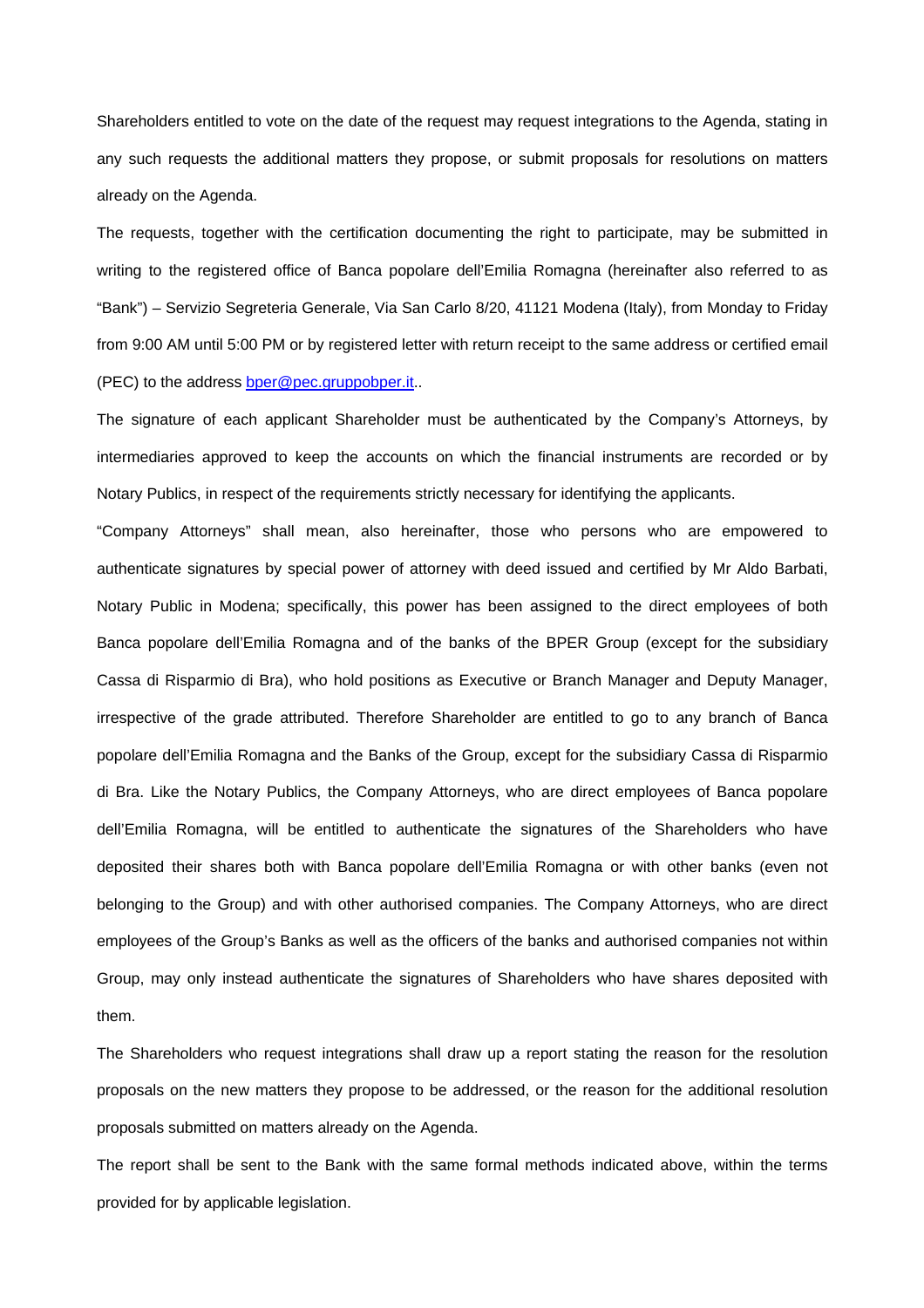Shareholders entitled to vote on the date of the request may request integrations to the Agenda, stating in any such requests the additional matters they propose, or submit proposals for resolutions on matters already on the Agenda.

The requests, together with the certification documenting the right to participate, may be submitted in writing to the registered office of Banca popolare dell'Emilia Romagna (hereinafter also referred to as "Bank") – Servizio Segreteria Generale, Via San Carlo 8/20, 41121 Modena (Italy), from Monday to Friday from 9:00 AM until 5:00 PM or by registered letter with return receipt to the same address or certified email (PEC) to the address bper@pec.gruppobper.it..

The signature of each applicant Shareholder must be authenticated by the Company's Attorneys, by intermediaries approved to keep the accounts on which the financial instruments are recorded or by Notary Publics, in respect of the requirements strictly necessary for identifying the applicants.

"Company Attorneys" shall mean, also hereinafter, those who persons who are empowered to authenticate signatures by special power of attorney with deed issued and certified by Mr Aldo Barbati, Notary Public in Modena; specifically, this power has been assigned to the direct employees of both Banca popolare dell'Emilia Romagna and of the banks of the BPER Group (except for the subsidiary Cassa di Risparmio di Bra), who hold positions as Executive or Branch Manager and Deputy Manager, irrespective of the grade attributed. Therefore Shareholder are entitled to go to any branch of Banca popolare dell'Emilia Romagna and the Banks of the Group, except for the subsidiary Cassa di Risparmio di Bra. Like the Notary Publics, the Company Attorneys, who are direct employees of Banca popolare dell'Emilia Romagna, will be entitled to authenticate the signatures of the Shareholders who have deposited their shares both with Banca popolare dell'Emilia Romagna or with other banks (even not belonging to the Group) and with other authorised companies. The Company Attorneys, who are direct employees of the Group's Banks as well as the officers of the banks and authorised companies not within Group, may only instead authenticate the signatures of Shareholders who have shares deposited with them.

The Shareholders who request integrations shall draw up a report stating the reason for the resolution proposals on the new matters they propose to be addressed, or the reason for the additional resolution proposals submitted on matters already on the Agenda.

The report shall be sent to the Bank with the same formal methods indicated above, within the terms provided for by applicable legislation.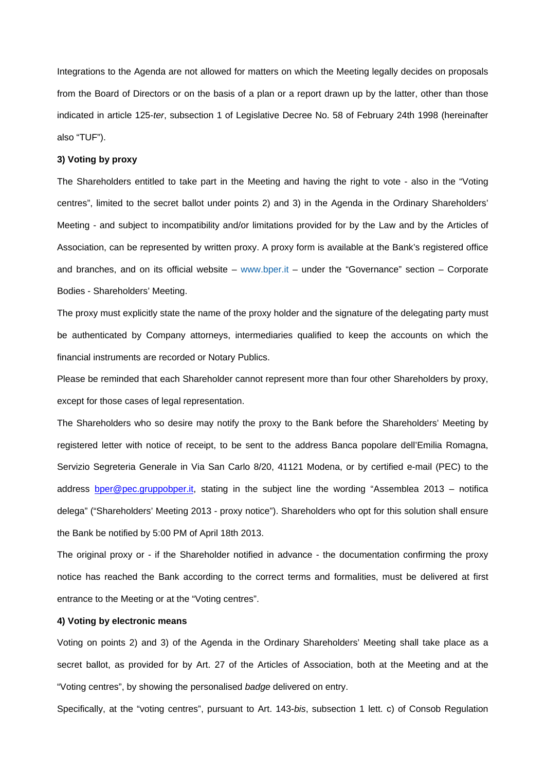Integrations to the Agenda are not allowed for matters on which the Meeting legally decides on proposals from the Board of Directors or on the basis of a plan or a report drawn up by the latter, other than those indicated in article 125-*ter*, subsection 1 of Legislative Decree No. 58 of February 24th 1998 (hereinafter also "TUF").

**3) Voting by proxy**

The Shareholders entitled to take part in the Meeting and having the right to vote - also in the "Voting centres", limited to the secret ballot under points 2) and 3) in the Agenda in the Ordinary Shareholders' Meeting - and subject to incompatibility and/or limitations provided for by the Law and by the Articles of Association, can be represented by written proxy. A proxy form is available at the Bank's registered office and branches, and on its official website – www.bper.it – under the "Governance" section – Corporate Bodies - Shareholders' Meeting.

The proxy must explicitly state the name of the proxy holder and the signature of the delegating party must be authenticated by Company attorneys, intermediaries qualified to keep the accounts on which the financial instruments are recorded or Notary Publics.

Please be reminded that each Shareholder cannot represent more than four other Shareholders by proxy, except for those cases of legal representation.

The Shareholders who so desire may notify the proxy to the Bank before the Shareholders' Meeting by registered letter with notice of receipt, to be sent to the address Banca popolare dell'Emilia Romagna, Servizio Segreteria Generale in Via San Carlo 8/20, 41121 Modena, or by certified e-mail (PEC) to the address bper@pec.gruppobper.it, stating in the subject line the wording "Assemblea 2013 – notifica delega" ("Shareholders' Meeting 2013 - proxy notice"). Shareholders who opt for this solution shall ensure the Bank be notified by 5:00 PM of April 18th 2013.

The original proxy or - if the Shareholder notified in advance - the documentation confirming the proxy notice has reached the Bank according to the correct terms and formalities, must be delivered at first entrance to the Meeting or at the "Voting centres".

**4) Voting by electronic means**

Voting on points 2) and 3) of the Agenda in the Ordinary Shareholders' Meeting shall take place as a secret ballot, as provided for by Art. 27 of the Articles of Association, both at the Meeting and at the "Voting centres", by showing the personalised *badge* delivered on entry.

Specifically, at the "voting centres", pursuant to Art. 143-*bis*, subsection 1 lett. c) of Consob Regulation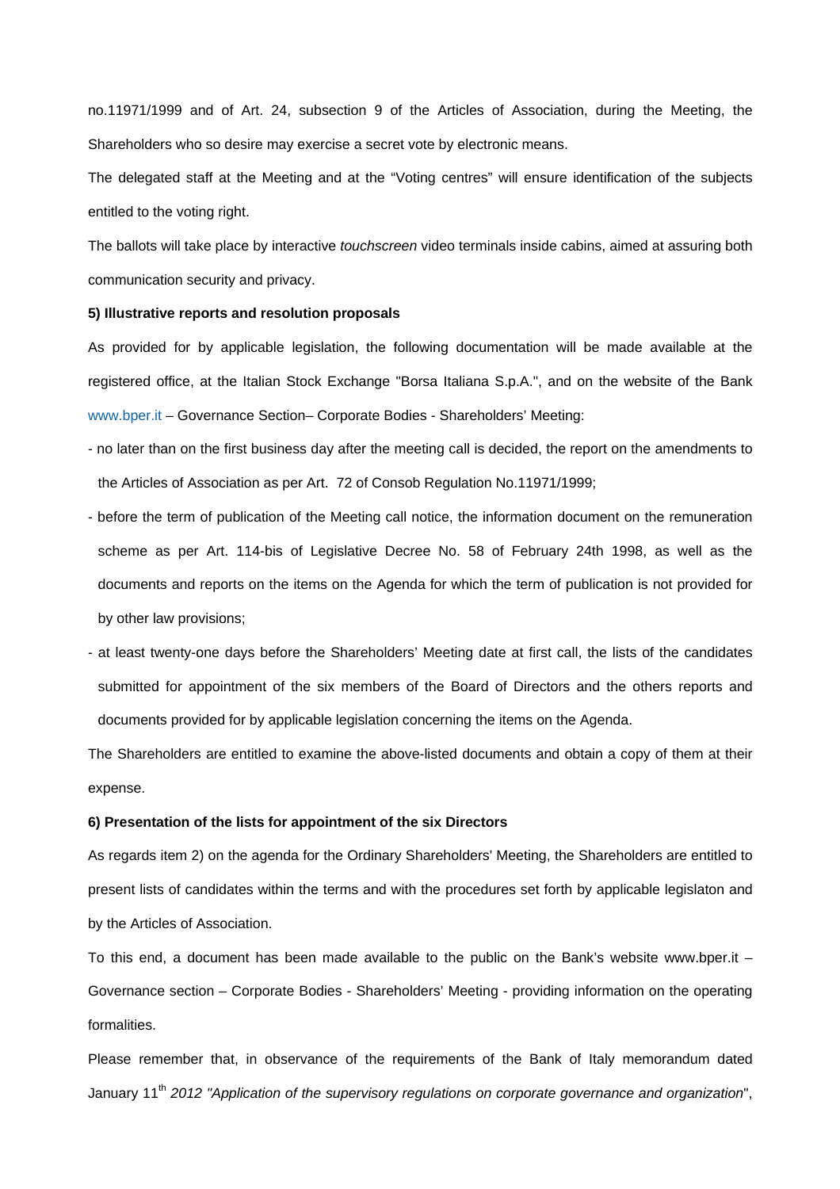no.11971/1999 and of Art. 24, subsection 9 of the Articles of Association, during the Meeting, the Shareholders who so desire may exercise a secret vote by electronic means.

The delegated staff at the Meeting and at the "Voting centres" will ensure identification of the subjects entitled to the voting right.

The ballots will take place by interactive *touchscreen* video terminals inside cabins, aimed at assuring both communication security and privacy.

**5) Illustrative reports and resolution proposals**

As provided for by applicable legislation, the following documentation will be made available at the registered office, at the Italian Stock Exchange "Borsa Italiana S.p.A.", and on the website of the Bank www.bper.it – Governance Section– Corporate Bodies - Shareholders' Meeting:

- no later than on the first business day after the meeting call is decided, the report on the amendments to the Articles of Association as per Art. 72 of Consob Regulation No.11971/1999;
- before the term of publication of the Meeting call notice, the information document on the remuneration scheme as per Art. 114-bis of Legislative Decree No. 58 of February 24th 1998, as well as the documents and reports on the items on the Agenda for which the term of publication is not provided for by other law provisions;
- at least twenty-one days before the Shareholders' Meeting date at first call, the lists of the candidates submitted for appointment of the six members of the Board of Directors and the others reports and documents provided for by applicable legislation concerning the items on the Agenda.

The Shareholders are entitled to examine the above-listed documents and obtain a copy of them at their expense.

**6) Presentation of the lists for appointment of the six Directors**

As regards item 2) on the agenda for the Ordinary Shareholders' Meeting, the Shareholders are entitled to present lists of candidates within the terms and with the procedures set forth by applicable legislaton and by the Articles of Association.

To this end, a document has been made available to the public on the Bank's website www.bper.it – Governance section – Corporate Bodies - Shareholders' Meeting - providing information on the operating formalities.

Please remember that, in observance of the requirements of the Bank of Italy memorandum dated January 11th *2012 "Application of the supervisory regulations on corporate governance and organization*",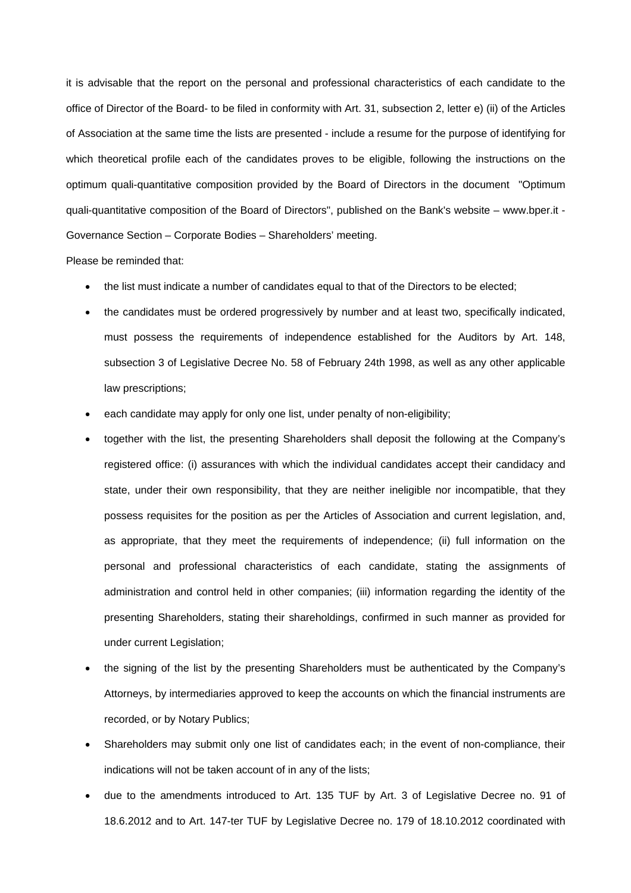it is advisable that the report on the personal and professional characteristics of each candidate to the office of Director of the Board- to be filed in conformity with Art. 31, subsection 2, letter e) (ii) of the Articles of Association at the same time the lists are presented - include a resume for the purpose of identifying for which theoretical profile each of the candidates proves to be eligible, following the instructions on the optimum quali-quantitative composition provided by the Board of Directors in the document "Optimum quali-quantitative composition of the Board of Directors", published on the Bank's website – www.bper.it - Governance Section – Corporate Bodies – Shareholders' meeting.

Please be reminded that:

- the list must indicate a number of candidates equal to that of the Directors to be elected;
- the candidates must be ordered progressively by number and at least two, specifically indicated, must possess the requirements of independence established for the Auditors by Art. 148, subsection 3 of Legislative Decree No. 58 of February 24th 1998, as well as any other applicable law prescriptions;
- each candidate may apply for only one list, under penalty of non-eligibility;
- together with the list, the presenting Shareholders shall deposit the following at the Company's registered office: (i) assurances with which the individual candidates accept their candidacy and state, under their own responsibility, that they are neither ineligible nor incompatible, that they possess requisites for the position as per the Articles of Association and current legislation, and, as appropriate, that they meet the requirements of independence; (ii) full information on the personal and professional characteristics of each candidate, stating the assignments of administration and control held in other companies; (iii) information regarding the identity of the presenting Shareholders, stating their shareholdings, confirmed in such manner as provided for under current Legislation;
- the signing of the list by the presenting Shareholders must be authenticated by the Company's Attorneys, by intermediaries approved to keep the accounts on which the financial instruments are recorded, or by Notary Publics;
- Shareholders may submit only one list of candidates each; in the event of non-compliance, their indications will not be taken account of in any of the lists;
- due to the amendments introduced to Art. 135 TUF by Art. 3 of Legislative Decree no. 91 of 18.6.2012 and to Art. 147-ter TUF by Legislative Decree no. 179 of 18.10.2012 coordinated with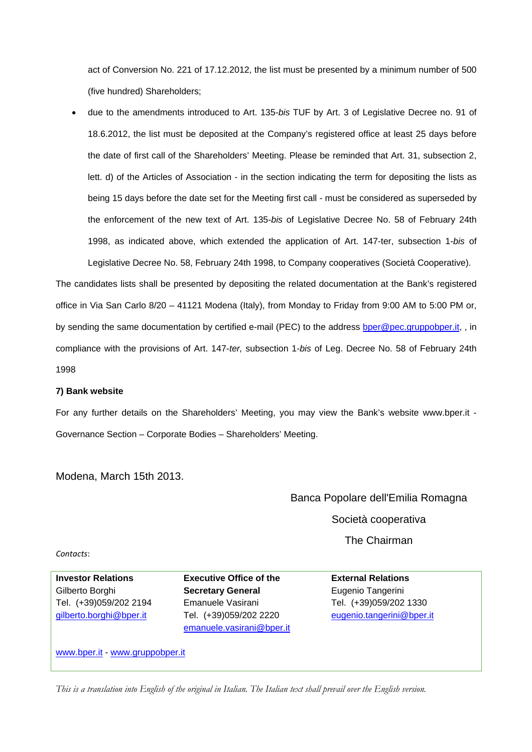act of Conversion No. 221 of 17.12.2012, the list must be presented by a minimum number of 500 (five hundred) Shareholders;

- due to the amendments introduced to Art. 135-*bis* TUF by Art. 3 of Legislative Decree no. 91 of 18.6.2012, the list must be deposited at the Company's registered office at least 25 days before the date of first call of the Shareholders' Meeting. Please be reminded that Art. 31, subsection 2, lett. d) of the Articles of Association - in the section indicating the term for depositing the lists as being 15 days before the date set for the Meeting first call - must be considered as superseded by the enforcement of the new text of Art. 135-*bis* of Legislative Decree No. 58 of February 24th 1998, as indicated above, which extended the application of Art. 147-ter, subsection 1-*bis* of Legislative Decree No. 58, February 24th 1998, to Company cooperatives (Società Cooperative).

The candidates lists shall be presented by depositing the related documentation at the Bank's registered office in Via San Carlo 8/20 – 41121 Modena (Italy), from Monday to Friday from 9:00 AM to 5:00 PM or, by sending the same documentation by certified e-mail (PEC) to the address bper@pec.gruppobper.it, , in compliance with the provisions of Art. 147-*ter,* subsection 1-*bis* of Leg. Decree No. 58 of February 24th 1998

**7) Bank website**

For any further details on the Shareholders' Meeting, you may view the Bank's website www.bper.it - Governance Section – Corporate Bodies – Shareholders' Meeting.

Modena, March 15th 2013.

Banca Popolare dell'Emilia Romagna

Società cooperativa

The Chairman

*Contacts*:

| | | |
|---|---|---|
| **Investor Relations**<br>Gilberto Borghi<br>Tel. (+39)059/202 2194<br>gilberto.borghi@bper.it | **Executive Office of the Secretary General**<br>Emanuele Vasirani<br>Tel. (+39)059/202 2220<br>emanuele.vasirani@bper.it | **External Relations**<br>Eugenio Tangerini<br>Tel. (+39)059/202 1330<br>eugenio.tangerini@bper.it |

www.bper.it - www.gruppobper.it

*This is a translation into English of the original in Italian. The Italian text shall prevail over the English version.*